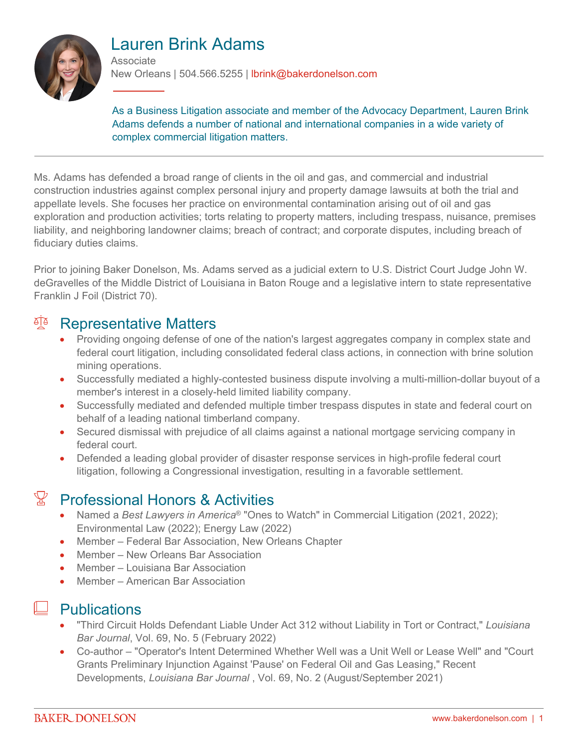# Lauren Brink Adams

Associate

New Orleans | 504.566.5255 | lbrink@bakerdonelson.com

As a Business Litigation associate and member of the Advocacy Department, Lauren Brink Adams defends a number of national and international companies in a wide variety of complex commercial litigation matters.

Ms. Adams has defended a broad range of clients in the oil and gas, and commercial and industrial construction industries against complex personal injury and property damage lawsuits at both the trial and appellate levels. She focuses her practice on environmental contamination arising out of oil and gas exploration and production activities; torts relating to property matters, including trespass, nuisance, premises liability, and neighboring landowner claims; breach of contract; and corporate disputes, including breach of fiduciary duties claims.

Prior to joining Baker Donelson, Ms. Adams served as a judicial extern to U.S. District Court Judge John W. deGravelles of the Middle District of Louisiana in Baton Rouge and a legislative intern to state representative Franklin J Foil (District 70).

## Representative Matters

- Providing ongoing defense of one of the nation's largest aggregates company in complex state and federal court litigation, including consolidated federal class actions, in connection with brine solution mining operations.
- Successfully mediated a highly-contested business dispute involving a multi-million-dollar buyout of a member's interest in a closely-held limited liability company.
- Successfully mediated and defended multiple timber trespass disputes in state and federal court on behalf of a leading national timberland company.
- Secured dismissal with prejudice of all claims against a national mortgage servicing company in federal court.
- Defended a leading global provider of disaster response services in high-profile federal court litigation, following a Congressional investigation, resulting in a favorable settlement.

## Professional Honors & Activities

- Named a *Best Lawyers in America*® "Ones to Watch" in Commercial Litigation (2021, 2022); Environmental Law (2022); Energy Law (2022)
- Member – Federal Bar Association, New Orleans Chapter
- Member – New Orleans Bar Association
- Member – Louisiana Bar Association
- Member – American Bar Association

## Publications

- "Third Circuit Holds Defendant Liable Under Act 312 without Liability in Tort or Contract," *Louisiana Bar Journal*, Vol. 69, No. 5 (February 2022)
- Co-author – "Operator's Intent Determined Whether Well was a Unit Well or Lease Well" and "Court Grants Preliminary Injunction Against 'Pause' on Federal Oil and Gas Leasing," Recent Developments, *Louisiana Bar Journal* , Vol. 69, No. 2 (August/September 2021)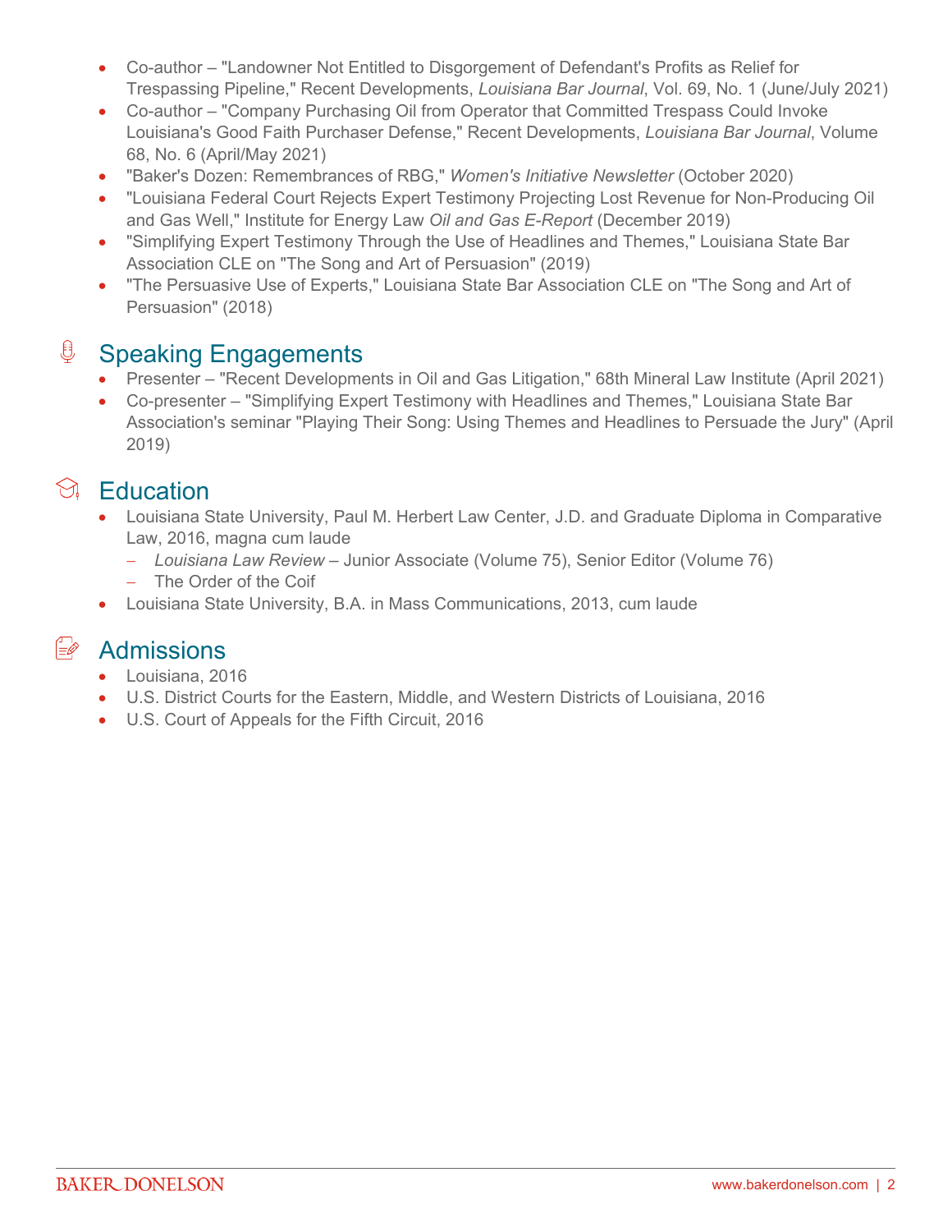- Co-author – "Landowner Not Entitled to Disgorgement of Defendant's Profits as Relief for Trespassing Pipeline," Recent Developments, *Louisiana Bar Journal*, Vol. 69, No. 1 (June/July 2021)
- Co-author – "Company Purchasing Oil from Operator that Committed Trespass Could Invoke Louisiana's Good Faith Purchaser Defense," Recent Developments, *Louisiana Bar Journal*, Volume 68, No. 6 (April/May 2021)
- "Baker's Dozen: Remembrances of RBG," *Women's Initiative Newsletter* (October 2020)
- "Louisiana Federal Court Rejects Expert Testimony Projecting Lost Revenue for Non-Producing Oil and Gas Well," Institute for Energy Law *Oil and Gas E-Report* (December 2019)
- "Simplifying Expert Testimony Through the Use of Headlines and Themes," Louisiana State Bar Association CLE on "The Song and Art of Persuasion" (2019)
- "The Persuasive Use of Experts," Louisiana State Bar Association CLE on "The Song and Art of Persuasion" (2018)

## Speaking Engagements

- Presenter – "Recent Developments in Oil and Gas Litigation," 68th Mineral Law Institute (April 2021)
- Co-presenter – "Simplifying Expert Testimony with Headlines and Themes," Louisiana State Bar Association's seminar "Playing Their Song: Using Themes and Headlines to Persuade the Jury" (April 2019)

## Education

- Louisiana State University, Paul M. Herbert Law Center, J.D. and Graduate Diploma in Comparative Law, 2016, magna cum laude
  - *Louisiana Law Review* – Junior Associate (Volume 75), Senior Editor (Volume 76)
  - The Order of the Coif
- Louisiana State University, B.A. in Mass Communications, 2013, cum laude

## Admissions

- Louisiana, 2016
- U.S. District Courts for the Eastern, Middle, and Western Districts of Louisiana, 2016
- U.S. Court of Appeals for the Fifth Circuit, 2016